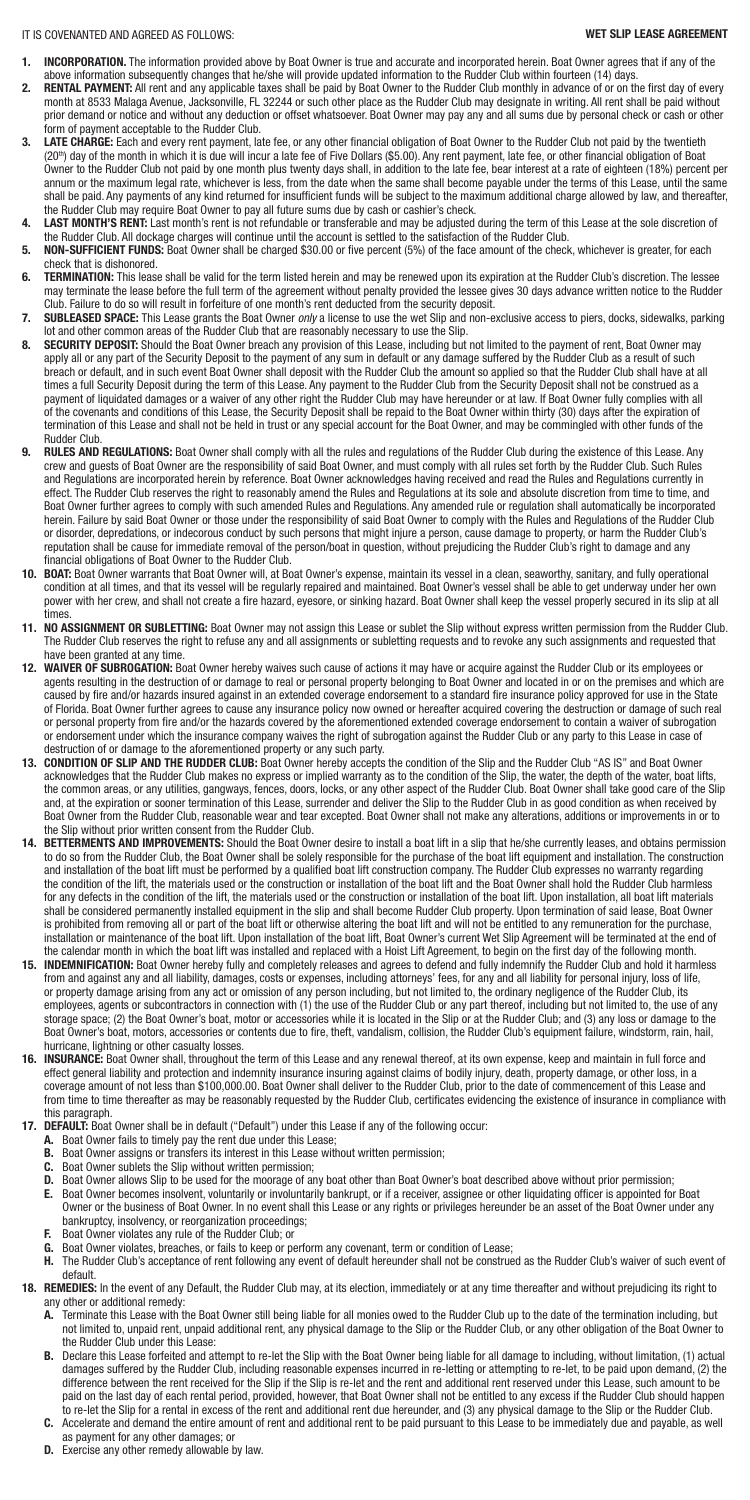IT IS COVENANTED AND AGREED AS FOLLOWS:

**WET SLIP LEASE AGREEMENT**

1. **INCORPORATION.** The information provided above by Boat Owner is true and accurate and incorporated herein. Boat Owner agrees that if any of the above information subsequently changes that he/she will provide updated information to the Rudder Club within fourteen (14) days.
2. **RENTAL PAYMENT:** All rent and any applicable taxes shall be paid by Boat Owner to the Rudder Club monthly in advance of or on the first day of every month at 8533 Malaga Avenue, Jacksonville, FL 32244 or such other place as the Rudder Club may designate in writing. All rent shall be paid without prior demand or notice and without any deduction or offset whatsoever. Boat Owner may pay any and all sums due by personal check or cash or other form of payment acceptable to the Rudder Club.
3. **LATE CHARGE:** Each and every rent payment, late fee, or any other financial obligation of Boat Owner to the Rudder Club not paid by the twentieth (20th) day of the month in which it is due will incur a late fee of Five Dollars ($5.00). Any rent payment, late fee, or other financial obligation of Boat Owner to the Rudder Club not paid by one month plus twenty days shall, in addition to the late fee, bear interest at a rate of eighteen (18%) percent per annum or the maximum legal rate, whichever is less, from the date when the same shall become payable under the terms of this Lease, until the same shall be paid. Any payments of any kind returned for insufficient funds will be subject to the maximum additional charge allowed by law, and thereafter, the Rudder Club may require Boat Owner to pay all future sums due by cash or cashier's check.
4. **LAST MONTH'S RENT:** Last month's rent is not refundable or transferable and may be adjusted during the term of this Lease at the sole discretion of the Rudder Club. All dockage charges will continue until the account is settled to the satisfaction of the Rudder Club.
5. **NON-SUFFICIENT FUNDS:** Boat Owner shall be charged $30.00 or five percent (5%) of the face amount of the check, whichever is greater, for each check that is dishonored.
6. **TERMINATION:** This lease shall be valid for the term listed herein and may be renewed upon its expiration at the Rudder Club's discretion. The lessee may terminate the lease before the full term of the agreement without penalty provided the lessee gives 30 days advance written notice to the Rudder Club. Failure to do so will result in forfeiture of one month's rent deducted from the security deposit.
7. **SUBLEASED SPACE:** This Lease grants the Boat Owner *only* a license to use the wet Slip and non-exclusive access to piers, docks, sidewalks, parking lot and other common areas of the Rudder Club that are reasonably necessary to use the Slip.
8. **SECURITY DEPOSIT:** Should the Boat Owner breach any provision of this Lease, including but not limited to the payment of rent, Boat Owner may apply all or any part of the Security Deposit to the payment of any sum in default or any damage suffered by the Rudder Club as a result of such breach or default, and in such event Boat Owner shall deposit with the Rudder Club the amount so applied so that the Rudder Club shall have at all times a full Security Deposit during the term of this Lease. Any payment to the Rudder Club from the Security Deposit shall not be construed as a payment of liquidated damages or a waiver of any other right the Rudder Club may have hereunder or at law. If Boat Owner fully complies with all of the covenants and conditions of this Lease, the Security Deposit shall be repaid to the Boat Owner within thirty (30) days after the expiration of termination of this Lease and shall not be held in trust or any special account for the Boat Owner, and may be commingled with other funds of the Rudder Club.
9. **RULES AND REGULATIONS:** Boat Owner shall comply with all the rules and regulations of the Rudder Club during the existence of this Lease. Any crew and guests of Boat Owner are the responsibility of said Boat Owner, and must comply with all rules set forth by the Rudder Club. Such Rules and Regulations are incorporated herein by reference. Boat Owner acknowledges having received and read the Rules and Regulations currently in effect. The Rudder Club reserves the right to reasonably amend the Rules and Regulations at its sole and absolute discretion from time to time, and Boat Owner further agrees to comply with such amended Rules and Regulations. Any amended rule or regulation shall automatically be incorporated herein. Failure by said Boat Owner or those under the responsibility of said Boat Owner to comply with the Rules and Regulations of the Rudder Club or disorder, depredations, or indecorous conduct by such persons that might injure a person, cause damage to property, or harm the Rudder Club's reputation shall be cause for immediate removal of the person/boat in question, without prejudicing the Rudder Club's right to damage and any financial obligations of Boat Owner to the Rudder Club.
10. **BOAT:** Boat Owner warrants that Boat Owner will, at Boat Owner's expense, maintain its vessel in a clean, seaworthy, sanitary, and fully operational condition at all times, and that its vessel will be regularly repaired and maintained. Boat Owner's vessel shall be able to get underway under her own power with her crew, and shall not create a fire hazard, eyesore, or sinking hazard. Boat Owner shall keep the vessel properly secured in its slip at all times.
11. **NO ASSIGNMENT OR SUBLETTING:** Boat Owner may not assign this Lease or sublet the Slip without express written permission from the Rudder Club. The Rudder Club reserves the right to refuse any and all assignments or subletting requests and to revoke any such assignments and requested that have been granted at any time.
12. **WAIVER OF SUBROGATION:** Boat Owner hereby waives such cause of actions it may have or acquire against the Rudder Club or its employees or agents resulting in the destruction of or damage to real or personal property belonging to Boat Owner and located in or on the premises and which are caused by fire and/or hazards insured against in an extended coverage endorsement to a standard fire insurance policy approved for use in the State of Florida. Boat Owner further agrees to cause any insurance policy now owned or hereafter acquired covering the destruction or damage of such real or personal property from fire and/or the hazards covered by the aforementioned extended coverage endorsement to contain a waiver of subrogation or endorsement under which the insurance company waives the right of subrogation against the Rudder Club or any party to this Lease in case of destruction of or damage to the aforementioned property or any such party.
13. **CONDITION OF SLIP AND THE RUDDER CLUB:** Boat Owner hereby accepts the condition of the Slip and the Rudder Club "AS IS" and Boat Owner acknowledges that the Rudder Club makes no express or implied warranty as to the condition of the Slip, the water, the depth of the water, boat lifts, the common areas, or any utilities, gangways, fences, doors, locks, or any other aspect of the Rudder Club. Boat Owner shall take good care of the Slip and, at the expiration or sooner termination of this Lease, surrender and deliver the Slip to the Rudder Club in as good condition as when received by Boat Owner from the Rudder Club, reasonable wear and tear excepted. Boat Owner shall not make any alterations, additions or improvements in or to the Slip without prior written consent from the Rudder Club.
14. **BETTERMENTS AND IMPROVEMENTS:** Should the Boat Owner desire to install a boat lift in a slip that he/she currently leases, and obtains permission to do so from the Rudder Club, the Boat Owner shall be solely responsible for the purchase of the boat lift equipment and installation. The construction and installation of the boat lift must be performed by a qualified boat lift construction company. The Rudder Club expresses no warranty regarding the condition of the lift, the materials used or the construction or installation of the boat lift and the Boat Owner shall hold the Rudder Club harmless for any defects in the condition of the lift, the materials used or the construction or installation of the boat lift. Upon installation, all boat lift materials shall be considered permanently installed equipment in the slip and shall become Rudder Club property. Upon termination of said lease, Boat Owner is prohibited from removing all or part of the boat lift or otherwise altering the boat lift and will not be entitled to any remuneration for the purchase, installation or maintenance of the boat lift. Upon installation of the boat lift, Boat Owner's current Wet Slip Agreement will be terminated at the end of the calendar month in which the boat lift was installed and replaced with a Hoist Lift Agreement, to begin on the first day of the following month.
15. **INDEMNIFICATION:** Boat Owner hereby fully and completely releases and agrees to defend and fully indemnify the Rudder Club and hold it harmless from and against any and all liability, damages, costs or expenses, including attorneys' fees, for any and all liability for personal injury, loss of life, or property damage arising from any act or omission of any person including, but not limited to, the ordinary negligence of the Rudder Club, its employees, agents or subcontractors in connection with (1) the use of the Rudder Club or any part thereof, including but not limited to, the use of any storage space; (2) the Boat Owner's boat, motor or accessories while it is located in the Slip or at the Rudder Club; and (3) any loss or damage to the Boat Owner's boat, motors, accessories or contents due to fire, theft, vandalism, collision, the Rudder Club's equipment failure, windstorm, rain, hail, hurricane, lightning or other casualty losses.
16. **INSURANCE:** Boat Owner shall, throughout the term of this Lease and any renewal thereof, at its own expense, keep and maintain in full force and effect general liability and protection and indemnity insurance insuring against claims of bodily injury, death, property damage, or other loss, in a coverage amount of not less than $100,000.00. Boat Owner shall deliver to the Rudder Club, prior to the date of commencement of this Lease and from time to time thereafter as may be reasonably requested by the Rudder Club, certificates evidencing the existence of insurance in compliance with this paragraph.
17. **DEFAULT:** Boat Owner shall be in default ("Default") under this Lease if any of the following occur:
    - **A.** Boat Owner fails to timely pay the rent due under this Lease;
    - **B.** Boat Owner assigns or transfers its interest in this Lease without written permission;
    - **C.** Boat Owner sublets the Slip without written permission;
    - **D.** Boat Owner allows Slip to be used for the moorage of any boat other than Boat Owner's boat described above without prior permission;
    - **E.** Boat Owner becomes insolvent, voluntarily or involuntarily bankrupt, or if a receiver, assignee or other liquidating officer is appointed for Boat Owner or the business of Boat Owner. In no event shall this Lease or any rights or privileges hereunder be an asset of the Boat Owner under any bankruptcy, insolvency, or reorganization proceedings;
    - **F.** Boat Owner violates any rule of the Rudder Club; or
    - **G.** Boat Owner violates, breaches, or fails to keep or perform any covenant, term or condition of Lease;
    - **H.** The Rudder Club's acceptance of rent following any event of default hereunder shall not be construed as the Rudder Club's waiver of such event of default.
18. **REMEDIES:** In the event of any Default, the Rudder Club may, at its election, immediately or at any time thereafter and without prejudicing its right to any other or additional remedy:
    - **A.** Terminate this Lease with the Boat Owner still being liable for all monies owed to the Rudder Club up to the date of the termination including, but not limited to, unpaid rent, unpaid additional rent, any physical damage to the Slip or the Rudder Club, or any other obligation of the Boat Owner to the Rudder Club under this Lease:
    - **B.** Declare this Lease forfeited and attempt to re-let the Slip with the Boat Owner being liable for all damage to including, without limitation, (1) actual damages suffered by the Rudder Club, including reasonable expenses incurred in re-letting or attempting to re-let, to be paid upon demand, (2) the difference between the rent received for the Slip if the Slip is re-let and the rent and additional rent reserved under this Lease, such amount to be paid on the last day of each rental period, provided, however, that Boat Owner shall not be entitled to any excess if the Rudder Club should happen to re-let the Slip for a rental in excess of the rent and additional rent due hereunder, and (3) any physical damage to the Slip or the Rudder Club.
    - **C.** Accelerate and demand the entire amount of rent and additional rent to be paid pursuant to this Lease to be immediately due and payable, as well as payment for any other damage; or
    - **D.** Exercise any other remedy allowable by law.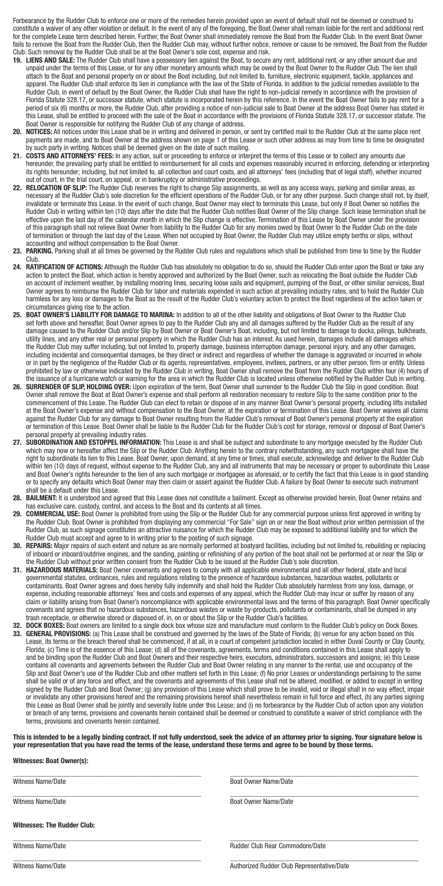Forbearance by the Rudder Club to enforce one or more of the remedies herein provided upon an event of default shall not be deemed or construed to constitute a waiver of any other violation or default. In the event of any of the foregoing, the Boat Owner shall remain liable for the rent and additional rent for the complete Lease term described herein. Further, the Boat Owner shall immediately remove the Boat from the Rudder Club. In the event Boat Owner fails to remove the Boat from the Rudder Club, then the Rudder Club may, without further notice, remove or cause to be removed, the Boat from the Rudder Club. Such removal by the Rudder Club shall be at the Boat Owner's sole cost, expense and risk.

19. **LIENS AND SALE:** The Rudder Club shall have a possessory lien against the Boat, to secure any rent, additional rent, or any other amount due and unpaid under the terms of this Lease, or for any other monetary amounts which may be owed by the Boat Owner to the Rudder Club. The lien shall attach to the Boat and personal property on or about the Boat including, but not limited to, furniture, electronic equipment, tackle, appliances and apparel. The Rudder Club shall enforce its lien in compliance with the law of the State of Florida. In addition to the judicial remedies available to the Rudder Club, in event of default by the Boat Owner, the Rudder Club shall have the right to non-judicial remedy in accordance with the provision of Florida Statute 328.17, or successor statute, which statute is incorporated herein by this reference. In the event the Boat Owner fails to pay rent for a period of six (6) months or more, the Rudder Club, after providing a notice of non-judicial sale to Boat Owner at the address Boat Owner has stated in this Lease, shall be entitled to proceed with the sale of the Boat in accordance with the provisions of Florida Statute 328.17, or successor statute. The Boat Owner is responsible for notifying the Rudder Club of any change of address.
20. **NOTICES:** All notices under this Lease shall be in writing and delivered in person, or sent by certified mail to the Rudder Club at the same place rent payments are made, and to Boat Owner at the address shown on page 1 of this Lease or such other address as may from time to time be designated by such party in writing. Notices shall be deemed given on the date of such mailing.
21. **COSTS AND ATTORNEYS' FEES:** In any action, suit or proceeding to enforce or interpret the terms of this Lease or to collect any amounts due hereunder, the prevailing party shall be entitled to reimbursement for all costs and expenses reasonably incurred in enforcing, defending or interpreting its rights hereunder; including, but not limited to, all collection and court costs, and all attorneys' fees (including that of legal staff), whether incurred out of court, in the trial court, on appeal, or in bankruptcy or administrative proceedings.
22. **RELOCATION OF SLIP:** The Rudder Club reserves the right to change Slip assignments, as well as any access ways, parking and similar areas, as necessary at the Rudder Club's sole discretion for the efficient operations of the Rudder Club, or for any other purpose. Such change shall not, by itself, invalidate or terminate this Lease. In the event of such change, Boat Owner may elect to terminate this Lease, but only if Boat Owner so notifies the Rudder Club in writing within ten (10) days after the date that the Rudder Club notifies Boat Owner of the Slip change. Such lease termination shall be effective upon the last day of the calendar month in which the Slip change is effective. Termination of this Lease by Boat Owner under the provision of this paragraph shall not relieve Boat Owner from liability to the Rudder Club for any monies owed by Boat Owner to the Rudder Club on the date of termination or through the last day of the Lease. When not occupied by Boat Owner, the Rudder Club may utilize empty berths or slips, without accounting and without compensation to the Boat Owner.
23. **PARKING.** Parking shall at all times be governed by the Rudder Club rules and regulations which shall be published from time to time by the Rudder Club.
24. **RATIFICATION OF ACTIONS:** Although the Rudder Club has absolutely no obligation to do so, should the Rudder Club enter upon the Boat or take any action to protect the Boat, which action is hereby approved and authorized by the Boat Owner, such as relocating the Boat outside the Rudder Club on account of inclement weather, by installing mooring lines, securing loose sails and equipment, pumping of the Boat, or other similar services, Boat Owner agrees to reimburse the Rudder Club for labor and materials expended in such action at prevailing industry rates, and to hold the Rudder Club harmless for any loss or damages to the Boat as the result of the Rudder Club's voluntary action to protect the Boat regardless of the action taken or circumstances giving rise to the action.
25. **BOAT OWNER'S LIABILITY FOR DAMAGE TO MARINA:** In addition to all of the other liability and obligations of Boat Owner to the Rudder Club set forth above and hereafter, Boat Owner agrees to pay to the Rudder Club any and all damages suffered by the Rudder Club as the result of any damage caused to the Rudder Club and/or Slip by Boat Owner or Boat Owner's Boat, including, but not limited to damage to docks, pilings, bulkheads, utility lines, and any other real or personal property in which the Rudder Club has an interest. As used herein, damages include all damages which the Rudder Club may suffer including, but not limited to, property damage, business interruption damage, personal injury, and any other damages, including incidental and consequential damages, be they direct or indirect and regardless of whether the damage is aggravated or incurred in whole or in part by the negligence of the Rudder Club or its agents, representatives, employees, invitees, partners, or any other person, firm or entity. Unless prohibited by law or otherwise indicated by the Rudder Club in writing, Boat Owner shall remove the Boat from the Rudder Club within four (4) hours of the issuance of a hurricane watch or warning for the area in which the Rudder Club is located unless otherwise notified by the Rudder Club in writing.
26. **SURRENDER OF SLIP, HOLDING OVER:** Upon expiration of the term, Boat Owner shall surrender to the Rudder Club the Slip in good condition. Boat Owner shall remove the Boat at Boat Owner's expense and shall perform all restoration necessary to restore Slip to the same condition prior to the commencement of this Lease. The Rudder Club can elect to retain or dispose of in any manner Boat Owner's personal property, including lifts installed at the Boat Owner's expense and without compensation to the Boat Owner, at the expiration or termination of this Lease. Boat Owner waives all claims against the Rudder Club for any damage to Boat Owner resulting from the Rudder Club's removal of Boat Owner's personal property at the expiration or termination of this Lease. Boat Owner shall be liable to the Rudder Club for the Rudder Club's cost for storage, removal or disposal of Boat Owner's personal property at prevailing industry rates.
27. **SUBORDINATION AND ESTOPPEL INFORMATION:** This Lease is and shall be subject and subordinate to any mortgage executed by the Rudder Club which may now or hereafter affect the Slip or the Rudder Club. Anything herein to the contrary notwithstanding, any such mortgagee shall have the right to subordinate its lien to this Lease. Boat Owner, upon demand, at any time or times, shall execute, acknowledge and deliver to the Rudder Club within ten (10) days of request, without expense to the Rudder Club, any and all instruments that may be necessary or proper to subordinate this Lease and Boat Owner's rights hereunder to the lien of any such mortgage or mortgagee as aforesaid, or to certify the fact that this Lease is in good standing or to specify any defaults which Boat Owner may then claim or assert against the Rudder Club. A failure by Boat Owner to execute such instrument shall be a default under this Lease.
28. **BAILMENT:** It is understood and agreed that this Lease does not constitute a bailment. Except as otherwise provided herein, Boat Owner retains and has exclusive care, custody, control, and access to the Boat and its contents at all times.
29. **COMMERCIAL USE:** Boat Owner is prohibited from using the Slip or the Rudder Club for any commercial purpose unless first approved in writing by the Rudder Club. Boat Owner is prohibited from displaying any commercial "For Sale" sign on or near the Boat without prior written permission of the Rudder Club, as such signage constitutes an attractive nuisance for which the Rudder Club may be exposed to additional liability and for which the Rudder Club must accept and agree to in writing prior to the posting of such signage.
30. **REPAIRS:** Major repairs of such extent and nature as are normally performed at boatyard facilities, including but not limited to, rebuilding or replacing of inboard or inboard/outdrive engines, and the sanding, painting or refinishing of any portion of the boat shall not be performed at or near the Slip or the Rudder Club without prior written consent from the Rudder Club to be issued at the Rudder Club's sole discretion.
31. **HAZARDOUS MATERIALS:** Boat Owner covenants and agrees to comply with all applicable environmental and all other federal, state and local governmental statutes, ordinances, rules and regulations relating to the presence of hazardous substances, hazardous wastes, pollutants or contaminants. Boat Owner agrees and does hereby fully indemnify and shall hold the Rudder Club absolutely harmless from any loss, damage, or expense, including reasonable attorneys' fees and costs and expenses of any appeal, which the Rudder Club may incur or suffer by reason of any claim or liability arising from Boat Owner's noncompliance with applicable environmental laws and the terms of this paragraph. Boat Owner specifically covenants and agrees that no hazardous substances, hazardous wastes or waste by-products, pollutants or contaminants, shall be dumped in any trash receptacle, or otherwise stored or disposed of, in, on or about the Slip or the Rudder Club's facilities.
32. **DOCK BOXES:** Boat owners are limited to a single dock box whose size and manufacture must conform to the Rudder Club's policy on Dock Boxes.
33. **GENERAL PROVISIONS:** (a) This Lease shall be construed and governed by the laws of the State of Florida; (b) venue for any action based on this Lease, its terms or the breach thereof shall be commenced, if at all, in a court of competent jurisdiction located in either Duval County or Clay County, Florida; (c) Time is of the essence of this Lease; (d) all of the covenants, agreements, terms and conditions contained in this Lease shall apply to and be binding upon the Rudder Club and Boat Owners and their respective heirs, executors, administrators, successors and assigns; (e) this Lease contains all covenants and agreements between the Rudder Club and Boat Owner relating in any manner to the rental, use and occupancy of the Slip and Boat Owner's use of the Rudder Club and other matters set forth in this Lease; (f) No prior Leases or understandings pertaining to the same shall be valid or of any force and effect, and the covenants and agreements of this Lease shall not be altered, modified, or added to except in writing signed by the Rudder Club and Boat Owner; (g) any provision of this Lease which shall prove to be invalid, void or illegal shall in no way effect, impair or invalidate any other provisions hereof and the remaining provisions hereof shall nevertheless remain in full force and effect, (h) any parties signing this Lease as Boat Owner shall be jointly and severally liable under this Lease; and (i) no forbearance by the Rudder Club of action upon any violation or breach of any terms, provisions and covenants herein contained shall be deemed or construed to constitute a waiver of strict compliance with the terms, provisions and covenants herein contained.

**This is intended to be a legally binding contract. If not fully understood, seek the advice of an attorney prior to signing. Your signature below is your representation that you have read the terms of the lease, understand those terms and agree to be bound by those terms.**

**Witnesses: Boat Owner(s):**

| | |
|---|---|
| Witness Name/Date | Boat Owner Name/Date |
| Witness Name/Date | Boat Owner Name/Date |

**Witnesses: The Rudder Club:**

| | |
|---|---|
| Witness Name/Date | Rudder Club Rear Commodore/Date |
| Witness Name/Date | Authorized Rudder Club Representative/Date |